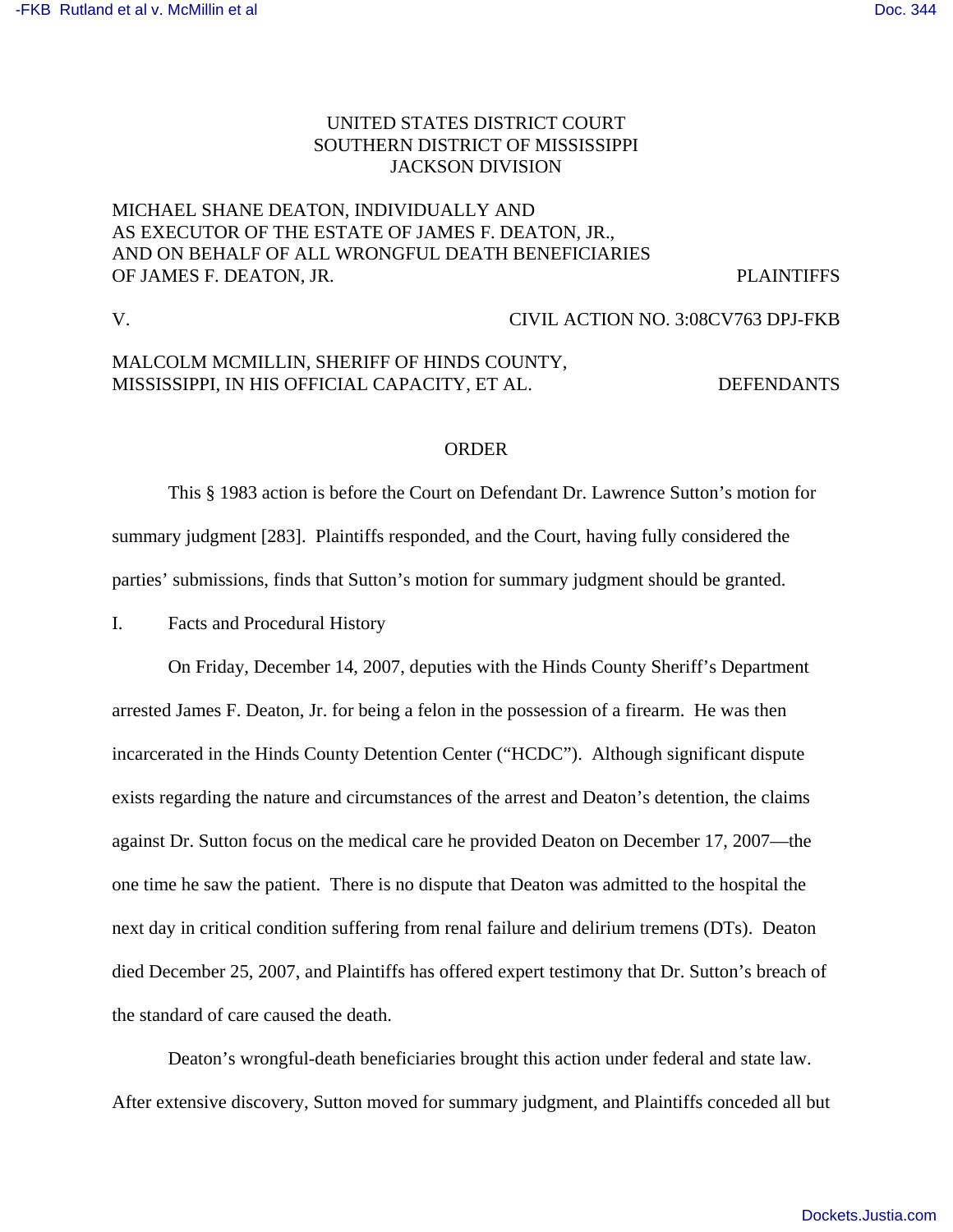UNITED STATES DISTRICT COURT
SOUTHERN DISTRICT OF MISSISSIPPI
JACKSON DIVISION

MICHAEL SHANE DEATON, INDIVIDUALLY AND AS EXECUTOR OF THE ESTATE OF JAMES F. DEATON, JR., AND ON BEHALF OF ALL WRONGFUL DEATH BENEFICIARIES OF JAMES F. DEATON, JR. PLAINTIFFS

V. CIVIL ACTION NO. 3:08CV763 DPJ-FKB

MALCOLM MCMILLIN, SHERIFF OF HINDS COUNTY, MISSISSIPPI, IN HIS OFFICIAL CAPACITY, ET AL. DEFENDANTS

## ORDER

This § 1983 action is before the Court on Defendant Dr. Lawrence Sutton's motion for summary judgment [283]. Plaintiffs responded, and the Court, having fully considered the parties' submissions, finds that Sutton's motion for summary judgment should be granted.

## I. Facts and Procedural History

On Friday, December 14, 2007, deputies with the Hinds County Sheriff's Department arrested James F. Deaton, Jr. for being a felon in the possession of a firearm. He was then incarcerated in the Hinds County Detention Center ("HCDC"). Although significant dispute exists regarding the nature and circumstances of the arrest and Deaton's detention, the claims against Dr. Sutton focus on the medical care he provided Deaton on December 17, 2007—the one time he saw the patient. There is no dispute that Deaton was admitted to the hospital the next day in critical condition suffering from renal failure and delirium tremens (DTs). Deaton died December 25, 2007, and Plaintiffs has offered expert testimony that Dr. Sutton's breach of the standard of care caused the death.

Deaton's wrongful-death beneficiaries brought this action under federal and state law. After extensive discovery, Sutton moved for summary judgment, and Plaintiffs conceded all but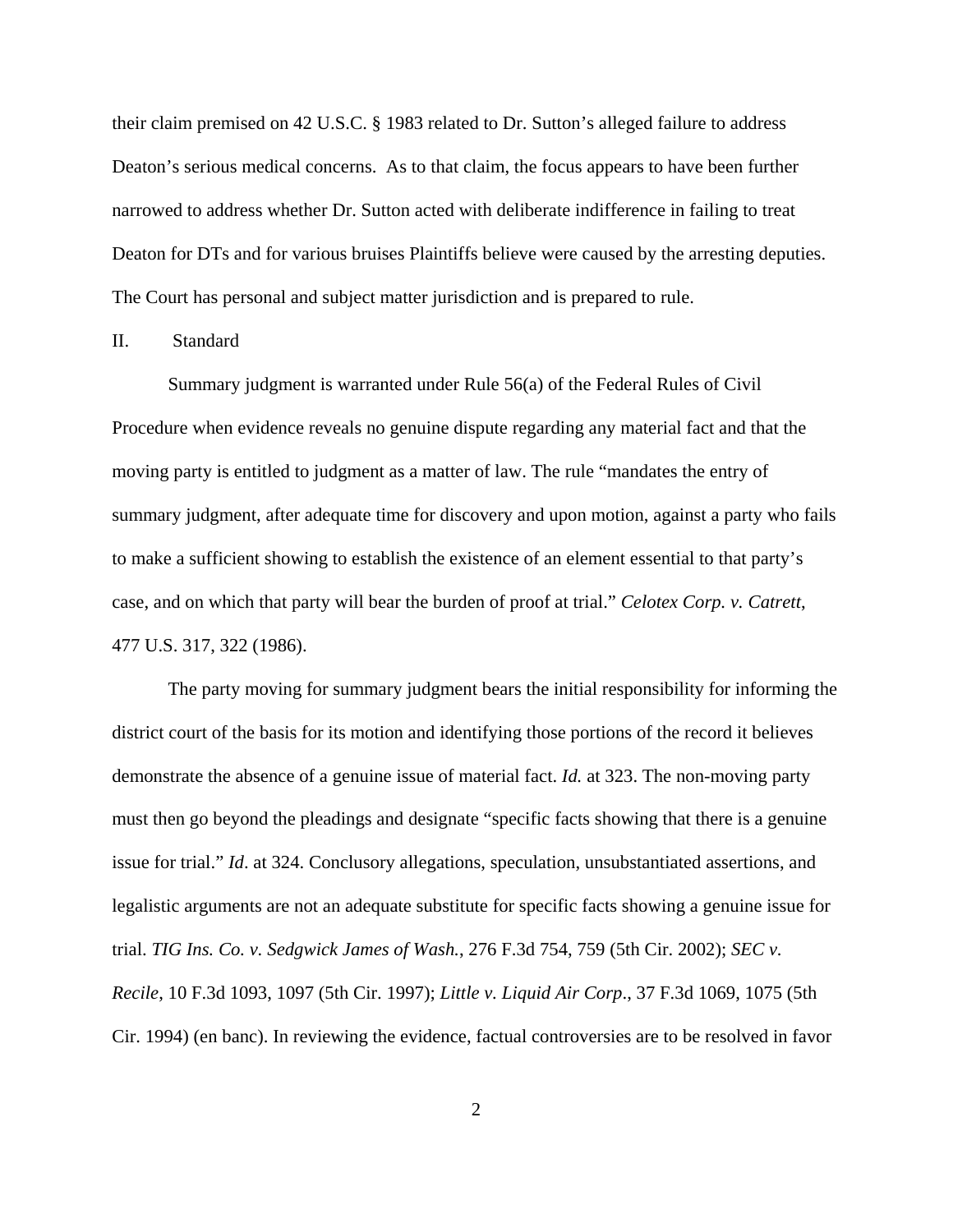their claim premised on 42 U.S.C. § 1983 related to Dr. Sutton's alleged failure to address Deaton's serious medical concerns. As to that claim, the focus appears to have been further narrowed to address whether Dr. Sutton acted with deliberate indifference in failing to treat Deaton for DTs and for various bruises Plaintiffs believe were caused by the arresting deputies. The Court has personal and subject matter jurisdiction and is prepared to rule.

## II. Standard

Summary judgment is warranted under Rule 56(a) of the Federal Rules of Civil Procedure when evidence reveals no genuine dispute regarding any material fact and that the moving party is entitled to judgment as a matter of law. The rule "mandates the entry of summary judgment, after adequate time for discovery and upon motion, against a party who fails to make a sufficient showing to establish the existence of an element essential to that party's case, and on which that party will bear the burden of proof at trial." *Celotex Corp. v. Catrett*, 477 U.S. 317, 322 (1986).

The party moving for summary judgment bears the initial responsibility for informing the district court of the basis for its motion and identifying those portions of the record it believes demonstrate the absence of a genuine issue of material fact. *Id.* at 323. The non-moving party must then go beyond the pleadings and designate "specific facts showing that there is a genuine issue for trial." *Id*. at 324. Conclusory allegations, speculation, unsubstantiated assertions, and legalistic arguments are not an adequate substitute for specific facts showing a genuine issue for trial. *TIG Ins. Co. v. Sedgwick James of Wash.*, 276 F.3d 754, 759 (5th Cir. 2002); *SEC v. Recile*, 10 F.3d 1093, 1097 (5th Cir. 1997); *Little v. Liquid Air Corp.*, 37 F.3d 1069, 1075 (5th Cir. 1994) (en banc). In reviewing the evidence, factual controversies are to be resolved in favor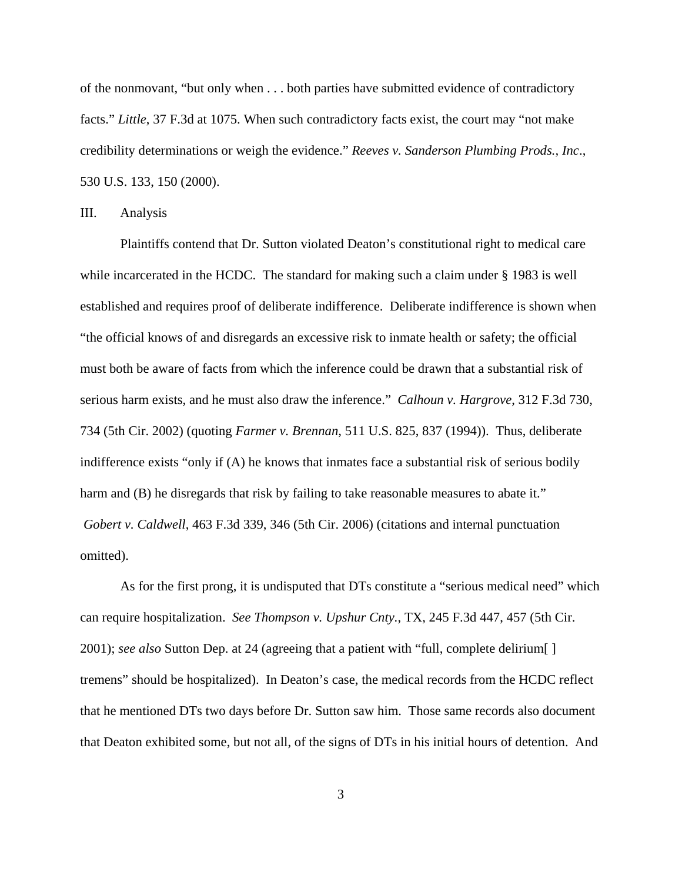of the nonmovant, "but only when . . . both parties have submitted evidence of contradictory facts." *Little*, 37 F.3d at 1075. When such contradictory facts exist, the court may "not make credibility determinations or weigh the evidence." *Reeves v. Sanderson Plumbing Prods., Inc*., 530 U.S. 133, 150 (2000).

III. Analysis

Plaintiffs contend that Dr. Sutton violated Deaton's constitutional right to medical care while incarcerated in the HCDC. The standard for making such a claim under § 1983 is well established and requires proof of deliberate indifference. Deliberate indifference is shown when "the official knows of and disregards an excessive risk to inmate health or safety; the official must both be aware of facts from which the inference could be drawn that a substantial risk of serious harm exists, and he must also draw the inference." *Calhoun v. Hargrove*, 312 F.3d 730, 734 (5th Cir. 2002) (quoting *Farmer v. Brennan*, 511 U.S. 825, 837 (1994)). Thus, deliberate indifference exists "only if (A) he knows that inmates face a substantial risk of serious bodily harm and (B) he disregards that risk by failing to take reasonable measures to abate it." *Gobert v. Caldwell*, 463 F.3d 339, 346 (5th Cir. 2006) (citations and internal punctuation omitted).

As for the first prong, it is undisputed that DTs constitute a "serious medical need" which can require hospitalization. *See Thompson v. Upshur Cnty.*, TX, 245 F.3d 447, 457 (5th Cir. 2001); *see also* Sutton Dep. at 24 (agreeing that a patient with "full, complete delirium[ ] tremens" should be hospitalized). In Deaton's case, the medical records from the HCDC reflect that he mentioned DTs two days before Dr. Sutton saw him. Those same records also document that Deaton exhibited some, but not all, of the signs of DTs in his initial hours of detention. And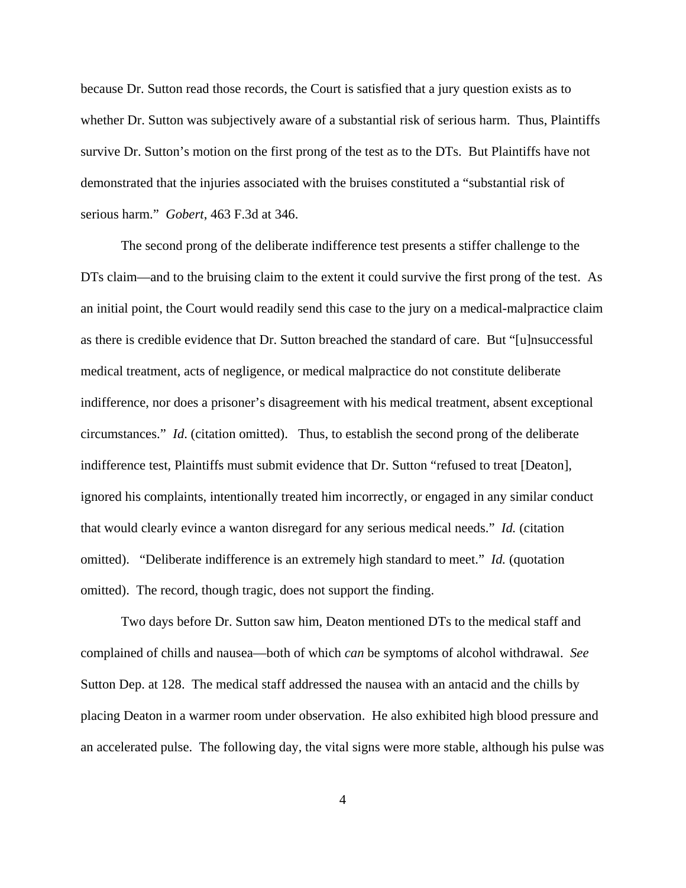because Dr. Sutton read those records, the Court is satisfied that a jury question exists as to whether Dr. Sutton was subjectively aware of a substantial risk of serious harm. Thus, Plaintiffs survive Dr. Sutton's motion on the first prong of the test as to the DTs. But Plaintiffs have not demonstrated that the injuries associated with the bruises constituted a "substantial risk of serious harm." *Gobert*, 463 F.3d at 346.

The second prong of the deliberate indifference test presents a stiffer challenge to the DTs claim—and to the bruising claim to the extent it could survive the first prong of the test. As an initial point, the Court would readily send this case to the jury on a medical-malpractice claim as there is credible evidence that Dr. Sutton breached the standard of care. But "[u]nsuccessful medical treatment, acts of negligence, or medical malpractice do not constitute deliberate indifference, nor does a prisoner's disagreement with his medical treatment, absent exceptional circumstances." *Id.* (citation omitted). Thus, to establish the second prong of the deliberate indifference test, Plaintiffs must submit evidence that Dr. Sutton "refused to treat [Deaton], ignored his complaints, intentionally treated him incorrectly, or engaged in any similar conduct that would clearly evince a wanton disregard for any serious medical needs." *Id.* (citation omitted). "Deliberate indifference is an extremely high standard to meet." *Id.* (quotation omitted). The record, though tragic, does not support the finding.

Two days before Dr. Sutton saw him, Deaton mentioned DTs to the medical staff and complained of chills and nausea—both of which *can* be symptoms of alcohol withdrawal. *See* Sutton Dep. at 128. The medical staff addressed the nausea with an antacid and the chills by placing Deaton in a warmer room under observation. He also exhibited high blood pressure and an accelerated pulse. The following day, the vital signs were more stable, although his pulse was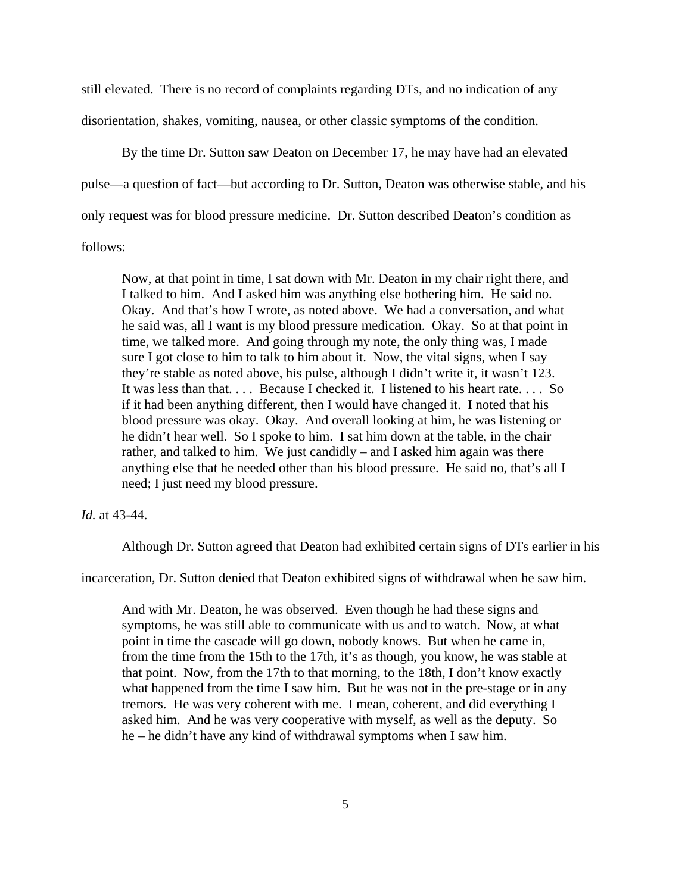still elevated. There is no record of complaints regarding DTs, and no indication of any disorientation, shakes, vomiting, nausea, or other classic symptoms of the condition.

By the time Dr. Sutton saw Deaton on December 17, he may have had an elevated pulse—a question of fact—but according to Dr. Sutton, Deaton was otherwise stable, and his only request was for blood pressure medicine. Dr. Sutton described Deaton's condition as follows:

> Now, at that point in time, I sat down with Mr. Deaton in my chair right there, and I talked to him. And I asked him was anything else bothering him. He said no. Okay. And that's how I wrote, as noted above. We had a conversation, and what he said was, all I want is my blood pressure medication. Okay. So at that point in time, we talked more. And going through my note, the only thing was, I made sure I got close to him to talk to him about it. Now, the vital signs, when I say they're stable as noted above, his pulse, although I didn't write it, it wasn't 123. It was less than that. . . . Because I checked it. I listened to his heart rate. . . . So if it had been anything different, then I would have changed it. I noted that his blood pressure was okay. Okay. And overall looking at him, he was listening or he didn't hear well. So I spoke to him. I sat him down at the table, in the chair rather, and talked to him. We just candidly – and I asked him again was there anything else that he needed other than his blood pressure. He said no, that's all I need; I just need my blood pressure.

*Id.* at 43-44.

Although Dr. Sutton agreed that Deaton had exhibited certain signs of DTs earlier in his incarceration, Dr. Sutton denied that Deaton exhibited signs of withdrawal when he saw him.

> And with Mr. Deaton, he was observed. Even though he had these signs and symptoms, he was still able to communicate with us and to watch. Now, at what point in time the cascade will go down, nobody knows. But when he came in, from the time from the 15th to the 17th, it's as though, you know, he was stable at that point. Now, from the 17th to that morning, to the 18th, I don't know exactly what happened from the time I saw him. But he was not in the pre-stage or in any tremors. He was very coherent with me. I mean, coherent, and did everything I asked him. And he was very cooperative with myself, as well as the deputy. So he – he didn't have any kind of withdrawal symptoms when I saw him.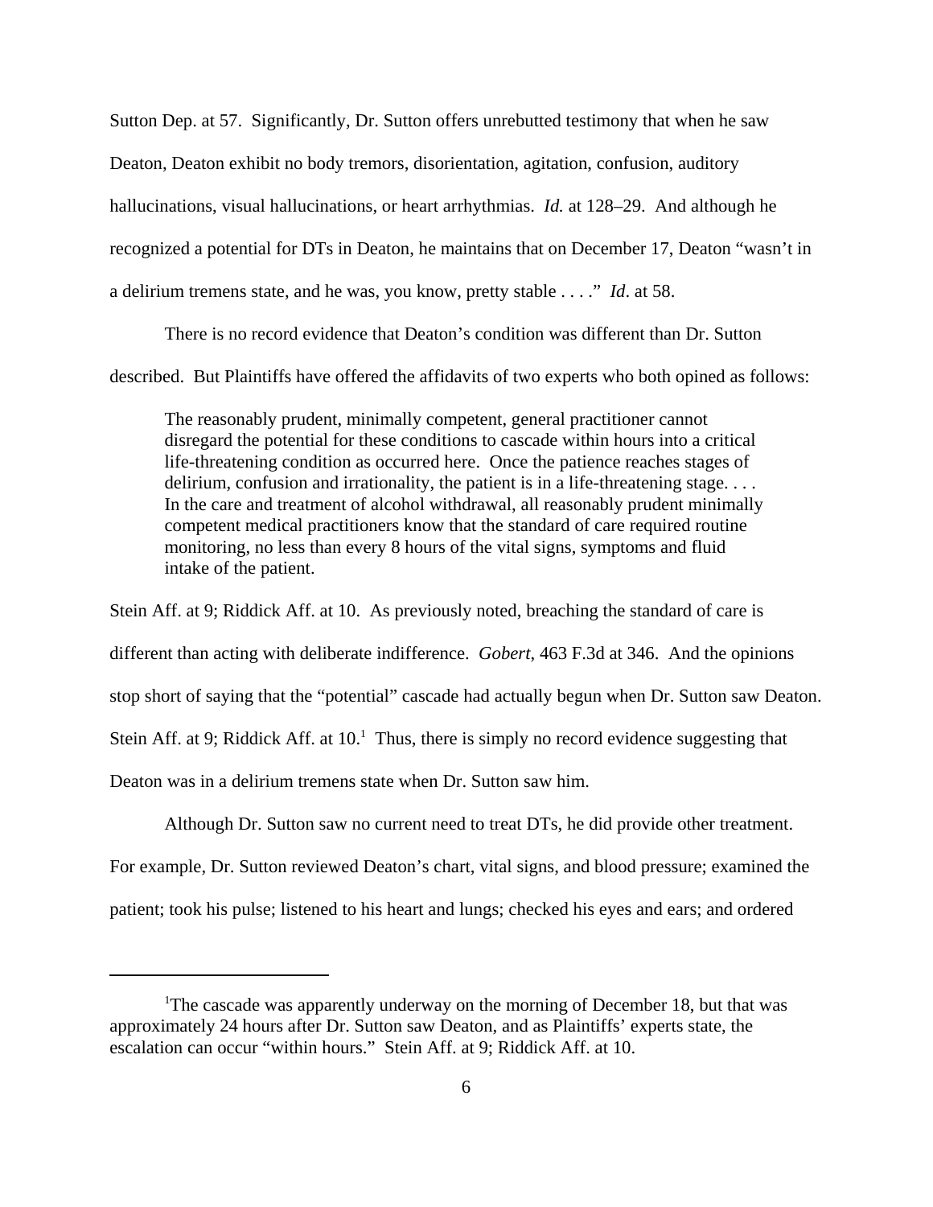Sutton Dep. at 57. Significantly, Dr. Sutton offers unrebutted testimony that when he saw Deaton, Deaton exhibit no body tremors, disorientation, agitation, confusion, auditory hallucinations, visual hallucinations, or heart arrhythmias. *Id.* at 128–29. And although he recognized a potential for DTs in Deaton, he maintains that on December 17, Deaton "wasn't in a delirium tremens state, and he was, you know, pretty stable . . . ." *Id*. at 58.

There is no record evidence that Deaton's condition was different than Dr. Sutton described. But Plaintiffs have offered the affidavits of two experts who both opined as follows:

> The reasonably prudent, minimally competent, general practitioner cannot disregard the potential for these conditions to cascade within hours into a critical life-threatening condition as occurred here. Once the patience reaches stages of delirium, confusion and irrationality, the patient is in a life-threatening stage. . . . In the care and treatment of alcohol withdrawal, all reasonably prudent minimally competent medical practitioners know that the standard of care required routine monitoring, no less than every 8 hours of the vital signs, symptoms and fluid intake of the patient.

Stein Aff. at 9; Riddick Aff. at 10. As previously noted, breaching the standard of care is different than acting with deliberate indifference. *Gobert*, 463 F.3d at 346. And the opinions stop short of saying that the "potential" cascade had actually begun when Dr. Sutton saw Deaton. Stein Aff. at 9; Riddick Aff. at 10.[1] Thus, there is simply no record evidence suggesting that Deaton was in a delirium tremens state when Dr. Sutton saw him.

Although Dr. Sutton saw no current need to treat DTs, he did provide other treatment. For example, Dr. Sutton reviewed Deaton's chart, vital signs, and blood pressure; examined the patient; took his pulse; listened to his heart and lungs; checked his eyes and ears; and ordered

---

[1]The cascade was apparently underway on the morning of December 18, but that was approximately 24 hours after Dr. Sutton saw Deaton, and as Plaintiffs' experts state, the escalation can occur "within hours." Stein Aff. at 9; Riddick Aff. at 10.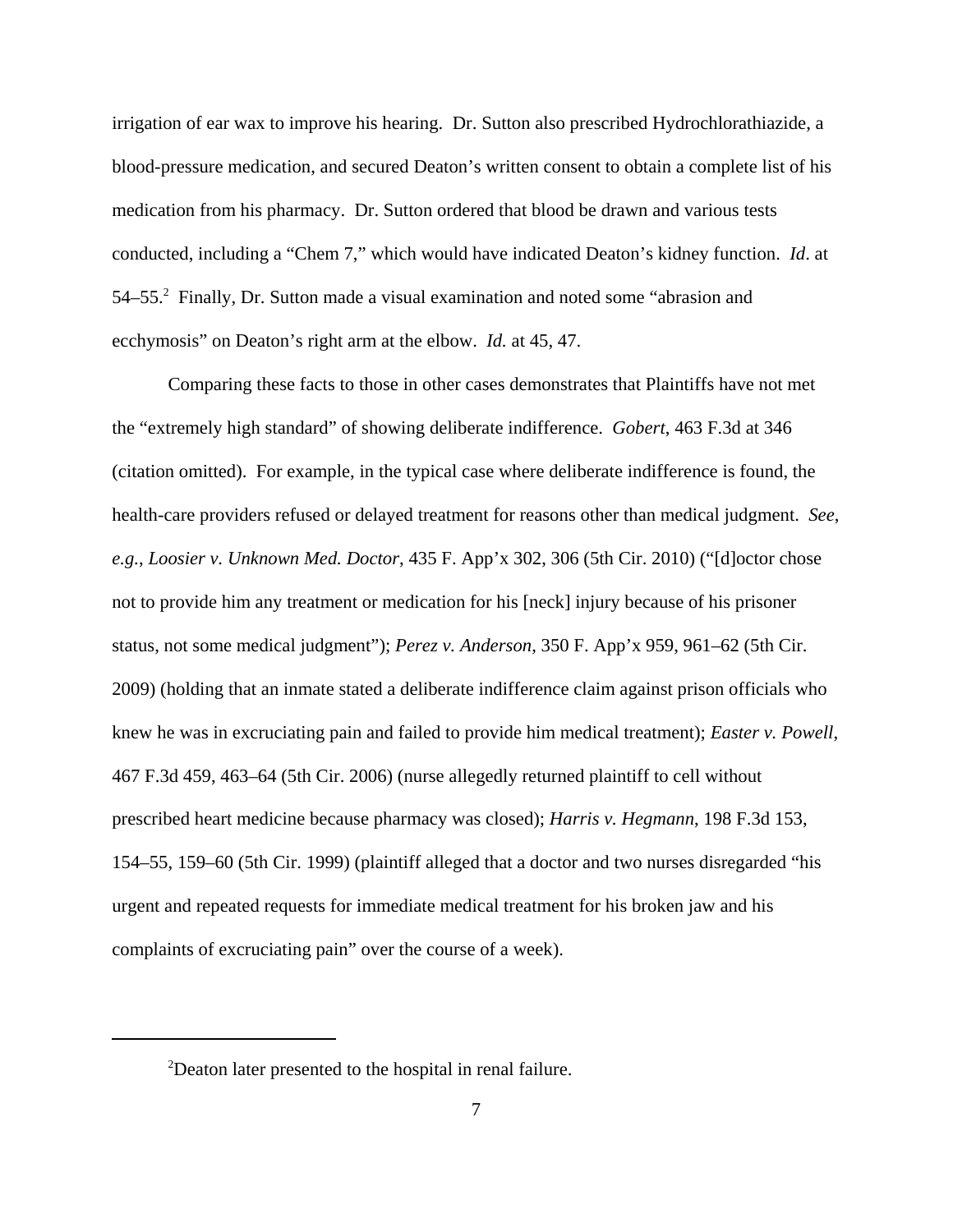irrigation of ear wax to improve his hearing. Dr. Sutton also prescribed Hydrochlorathiazide, a blood-pressure medication, and secured Deaton's written consent to obtain a complete list of his medication from his pharmacy. Dr. Sutton ordered that blood be drawn and various tests conducted, including a "Chem 7," which would have indicated Deaton's kidney function. *Id*. at 54–55.[2] Finally, Dr. Sutton made a visual examination and noted some "abrasion and ecchymosis" on Deaton's right arm at the elbow. *Id.* at 45, 47.

Comparing these facts to those in other cases demonstrates that Plaintiffs have not met the "extremely high standard" of showing deliberate indifference. *Gobert*, 463 F.3d at 346 (citation omitted). For example, in the typical case where deliberate indifference is found, the health-care providers refused or delayed treatment for reasons other than medical judgment. *See, e.g.*, *Loosier v. Unknown Med. Doctor*, 435 F. App'x 302, 306 (5th Cir. 2010) ("[d]octor chose not to provide him any treatment or medication for his [neck] injury because of his prisoner status, not some medical judgment"); *Perez v. Anderson*, 350 F. App'x 959, 961–62 (5th Cir. 2009) (holding that an inmate stated a deliberate indifference claim against prison officials who knew he was in excruciating pain and failed to provide him medical treatment); *Easter v. Powell*, 467 F.3d 459, 463–64 (5th Cir. 2006) (nurse allegedly returned plaintiff to cell without prescribed heart medicine because pharmacy was closed); *Harris v. Hegmann*, 198 F.3d 153, 154–55, 159–60 (5th Cir. 1999) (plaintiff alleged that a doctor and two nurses disregarded "his urgent and repeated requests for immediate medical treatment for his broken jaw and his complaints of excruciating pain" over the course of a week).

[2]Deaton later presented to the hospital in renal failure.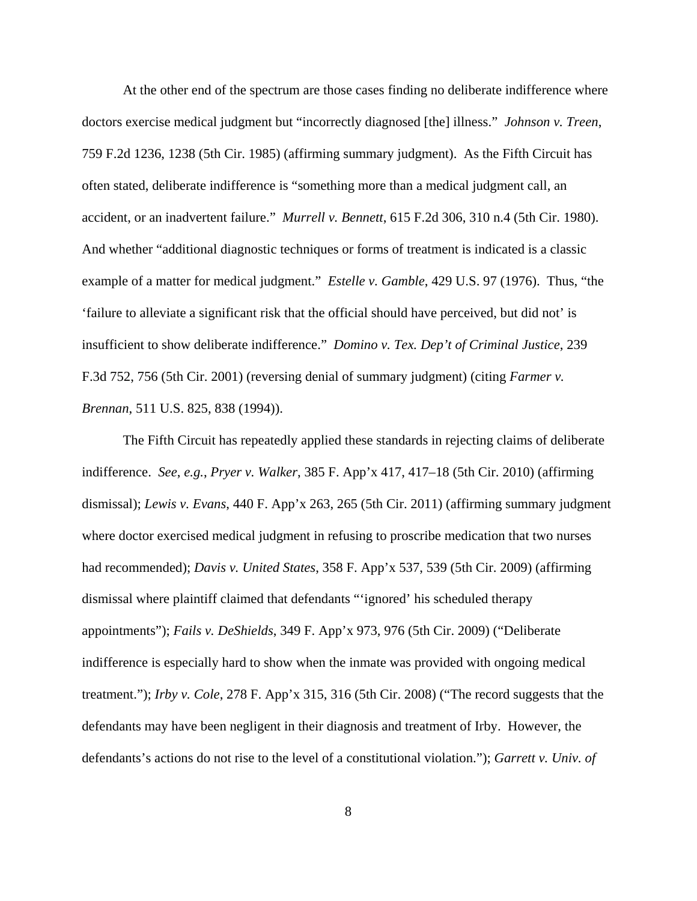At the other end of the spectrum are those cases finding no deliberate indifference where doctors exercise medical judgment but "incorrectly diagnosed [the] illness." *Johnson v. Treen*, 759 F.2d 1236, 1238 (5th Cir. 1985) (affirming summary judgment). As the Fifth Circuit has often stated, deliberate indifference is "something more than a medical judgment call, an accident, or an inadvertent failure." *Murrell v. Bennett*, 615 F.2d 306, 310 n.4 (5th Cir. 1980). And whether "additional diagnostic techniques or forms of treatment is indicated is a classic example of a matter for medical judgment." *Estelle v. Gamble*, 429 U.S. 97 (1976). Thus, "the 'failure to alleviate a significant risk that the official should have perceived, but did not' is insufficient to show deliberate indifference." *Domino v. Tex. Dep't of Criminal Justice*, 239 F.3d 752, 756 (5th Cir. 2001) (reversing denial of summary judgment) (citing *Farmer v. Brennan*, 511 U.S. 825, 838 (1994)).

The Fifth Circuit has repeatedly applied these standards in rejecting claims of deliberate indifference. *See*, *e.g.*, *Pryer v. Walker*, 385 F. App'x 417, 417–18 (5th Cir. 2010) (affirming dismissal); *Lewis v. Evans*, 440 F. App'x 263, 265 (5th Cir. 2011) (affirming summary judgment where doctor exercised medical judgment in refusing to proscribe medication that two nurses had recommended); *Davis v. United States*, 358 F. App'x 537, 539 (5th Cir. 2009) (affirming dismissal where plaintiff claimed that defendants "'ignored' his scheduled therapy appointments"); *Fails v. DeShields*, 349 F. App'x 973, 976 (5th Cir. 2009) ("Deliberate indifference is especially hard to show when the inmate was provided with ongoing medical treatment."); *Irby v. Cole*, 278 F. App'x 315, 316 (5th Cir. 2008) ("The record suggests that the defendants may have been negligent in their diagnosis and treatment of Irby. However, the defendants's actions do not rise to the level of a constitutional violation."); *Garrett v. Univ. of*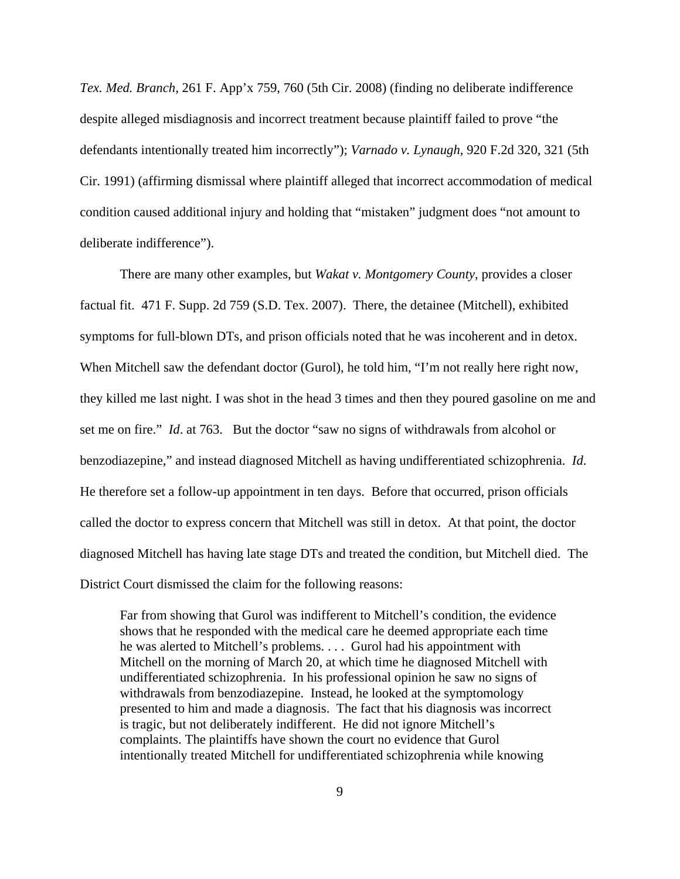*Tex. Med. Branch*, 261 F. App'x 759, 760 (5th Cir. 2008) (finding no deliberate indifference despite alleged misdiagnosis and incorrect treatment because plaintiff failed to prove "the defendants intentionally treated him incorrectly"); *Varnado v. Lynaugh*, 920 F.2d 320, 321 (5th Cir. 1991) (affirming dismissal where plaintiff alleged that incorrect accommodation of medical condition caused additional injury and holding that "mistaken" judgment does "not amount to deliberate indifference").

There are many other examples, but *Wakat v. Montgomery County*, provides a closer factual fit. 471 F. Supp. 2d 759 (S.D. Tex. 2007). There, the detainee (Mitchell), exhibited symptoms for full-blown DTs, and prison officials noted that he was incoherent and in detox. When Mitchell saw the defendant doctor (Gurol), he told him, "I'm not really here right now, they killed me last night. I was shot in the head 3 times and then they poured gasoline on me and set me on fire." *Id*. at 763. But the doctor "saw no signs of withdrawals from alcohol or benzodiazepine," and instead diagnosed Mitchell as having undifferentiated schizophrenia. *Id*. He therefore set a follow-up appointment in ten days. Before that occurred, prison officials called the doctor to express concern that Mitchell was still in detox. At that point, the doctor diagnosed Mitchell has having late stage DTs and treated the condition, but Mitchell died. The District Court dismissed the claim for the following reasons:

> Far from showing that Gurol was indifferent to Mitchell's condition, the evidence shows that he responded with the medical care he deemed appropriate each time he was alerted to Mitchell's problems. . . . Gurol had his appointment with Mitchell on the morning of March 20, at which time he diagnosed Mitchell with undifferentiated schizophrenia. In his professional opinion he saw no signs of withdrawals from benzodiazepine. Instead, he looked at the symptomology presented to him and made a diagnosis. The fact that his diagnosis was incorrect is tragic, but not deliberately indifferent. He did not ignore Mitchell's complaints. The plaintiffs have shown the court no evidence that Gurol intentionally treated Mitchell for undifferentiated schizophrenia while knowing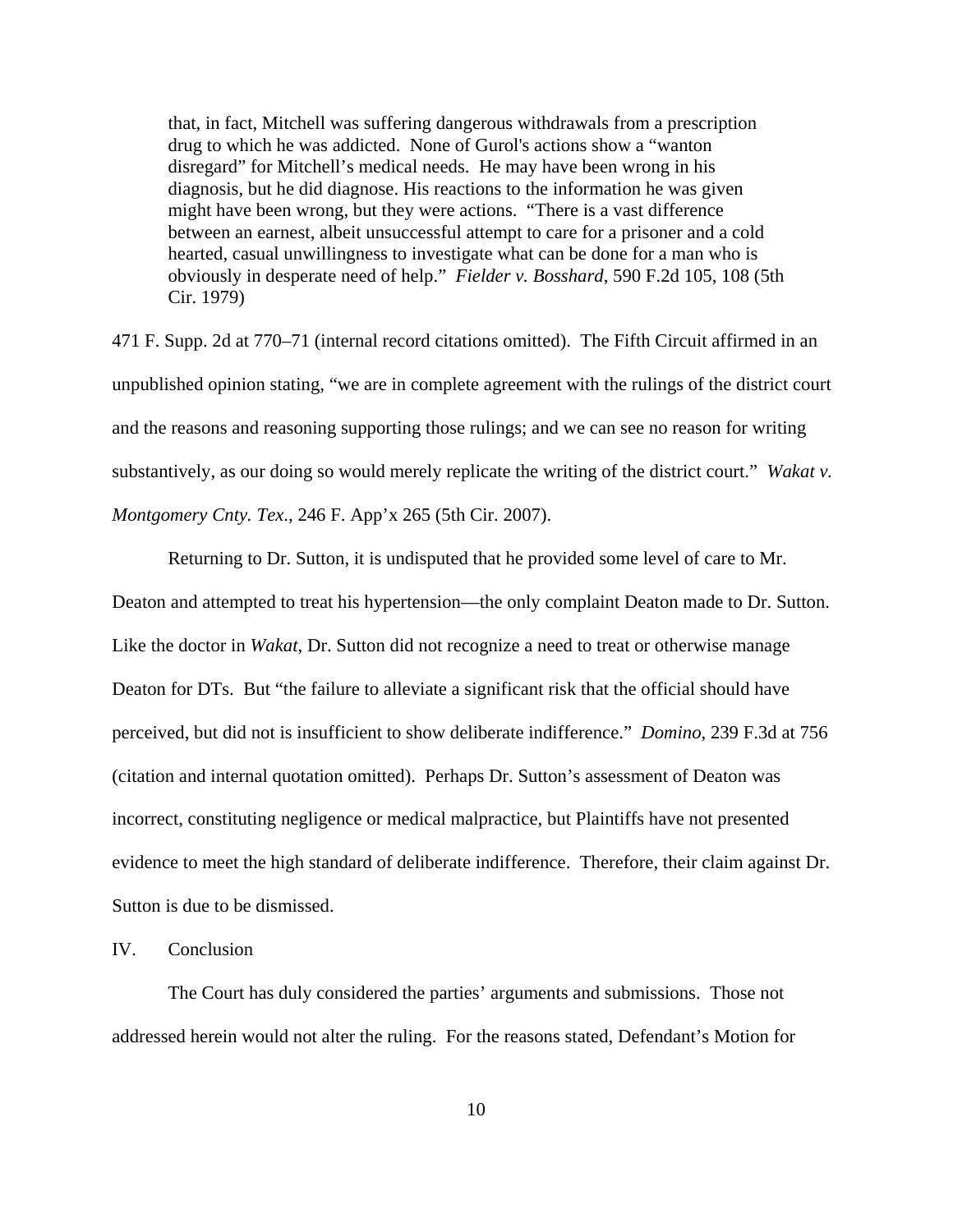> that, in fact, Mitchell was suffering dangerous withdrawals from a prescription drug to which he was addicted. None of Gurol's actions show a "wanton disregard" for Mitchell's medical needs. He may have been wrong in his diagnosis, but he did diagnose. His reactions to the information he was given might have been wrong, but they were actions. "There is a vast difference between an earnest, albeit unsuccessful attempt to care for a prisoner and a cold hearted, casual unwillingness to investigate what can be done for a man who is obviously in desperate need of help." *Fielder v. Bosshard*, 590 F.2d 105, 108 (5th Cir. 1979)

471 F. Supp. 2d at 770–71 (internal record citations omitted). The Fifth Circuit affirmed in an unpublished opinion stating, "we are in complete agreement with the rulings of the district court and the reasons and reasoning supporting those rulings; and we can see no reason for writing substantively, as our doing so would merely replicate the writing of the district court." *Wakat v. Montgomery Cnty. Tex.*, 246 F. App'x 265 (5th Cir. 2007).

Returning to Dr. Sutton, it is undisputed that he provided some level of care to Mr. Deaton and attempted to treat his hypertension—the only complaint Deaton made to Dr. Sutton. Like the doctor in *Wakat*, Dr. Sutton did not recognize a need to treat or otherwise manage Deaton for DTs. But "the failure to alleviate a significant risk that the official should have perceived, but did not is insufficient to show deliberate indifference." *Domino*, 239 F.3d at 756 (citation and internal quotation omitted). Perhaps Dr. Sutton's assessment of Deaton was incorrect, constituting negligence or medical malpractice, but Plaintiffs have not presented evidence to meet the high standard of deliberate indifference. Therefore, their claim against Dr. Sutton is due to be dismissed.

## IV. Conclusion

The Court has duly considered the parties' arguments and submissions. Those not addressed herein would not alter the ruling. For the reasons stated, Defendant's Motion for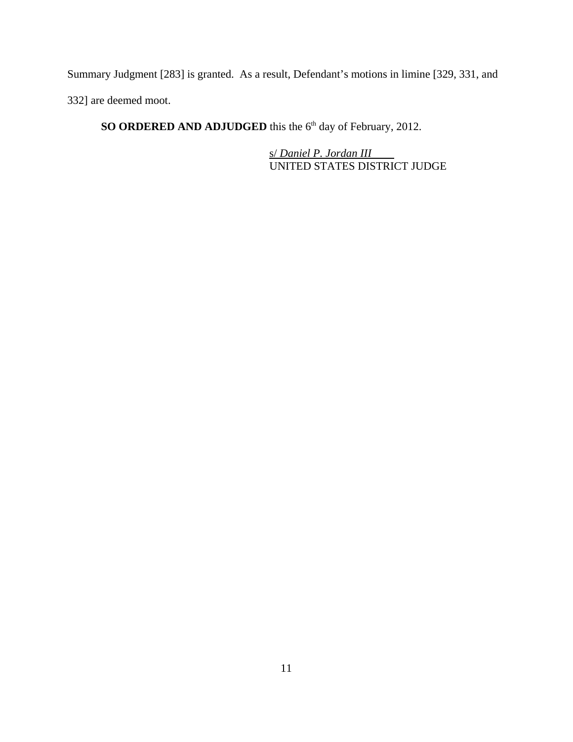Summary Judgment [283] is granted. As a result, Defendant's motions in limine [329, 331, and 332] are deemed moot.

**SO ORDERED AND ADJUDGED** this the 6th day of February, 2012.

s/ *Daniel P. Jordan III*
UNITED STATES DISTRICT JUDGE